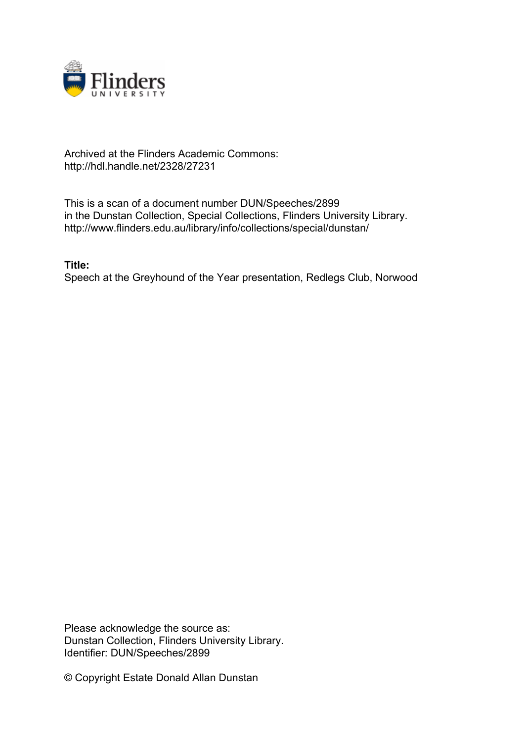Archived at the Flinders Academic Commons:
http://hdl.handle.net/2328/27231

This is a scan of a document number DUN/Speeches/2899
in the Dunstan Collection, Special Collections, Flinders University Library.
http://www.flinders.edu.au/library/info/collections/special/dunstan/

**Title:**
Speech at the Greyhound of the Year presentation, Redlegs Club, Norwood

Please acknowledge the source as:
Dunstan Collection, Flinders University Library.
Identifier: DUN/Speeches/2899

© Copyright Estate Donald Allan Dunstan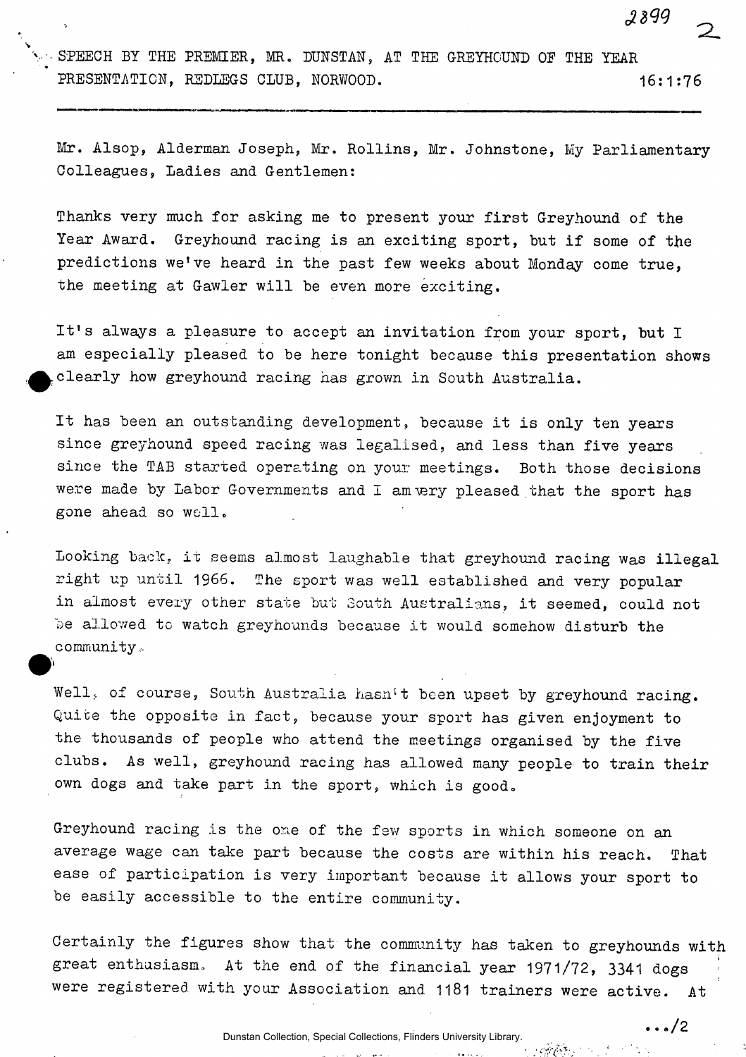SPEECH BY THE PREMIER, MR. DUNSTAN, AT THE GREYHOUND OF THE YEAR PRESENTATION, REDLEGS CLUB, NORWOOD. 16:1:76

---

Mr. Alsop, Alderman Joseph, Mr. Rollins, Mr. Johnstone, My Parliamentary Colleagues, Ladies and Gentlemen:

Thanks very much for asking me to present your first Greyhound of the Year Award. Greyhound racing is an exciting sport, but if some of the predictions we've heard in the past few weeks about Monday come true, the meeting at Gawler will be even more exciting.

It's always a pleasure to accept an invitation from your sport, but I am especially pleased to be here tonight because this presentation shows clearly how greyhound racing has grown in South Australia.

It has been an outstanding development, because it is only ten years since greyhound speed racing was legalised, and less than five years since the TAB started operating on your meetings. Both those decisions were made by Labor Governments and I am very pleased that the sport has gone ahead so well.

Looking back, it seems almost laughable that greyhound racing was illegal right up until 1966. The sport was well established and very popular in almost every other state but South Australians, it seemed, could not be allowed to watch greyhounds because it would somehow disturb the community.

Well, of course, South Australia hasn't been upset by greyhound racing. Quite the opposite in fact, because your sport has given enjoyment to the thousands of people who attend the meetings organised by the five clubs. As well, greyhound racing has allowed many people to train their own dogs and take part in the sport, which is good.

Greyhound racing is the one of the few sports in which someone on an average wage can take part because the costs are within his reach. That ease of participation is very important because it allows your sport to be easily accessible to the entire community.

Certainly the figures show that the community has taken to greyhounds with great enthusiasm. At the end of the financial year 1971/72, 3341 dogs were registered with your Association and 1181 trainers were active. At

.../2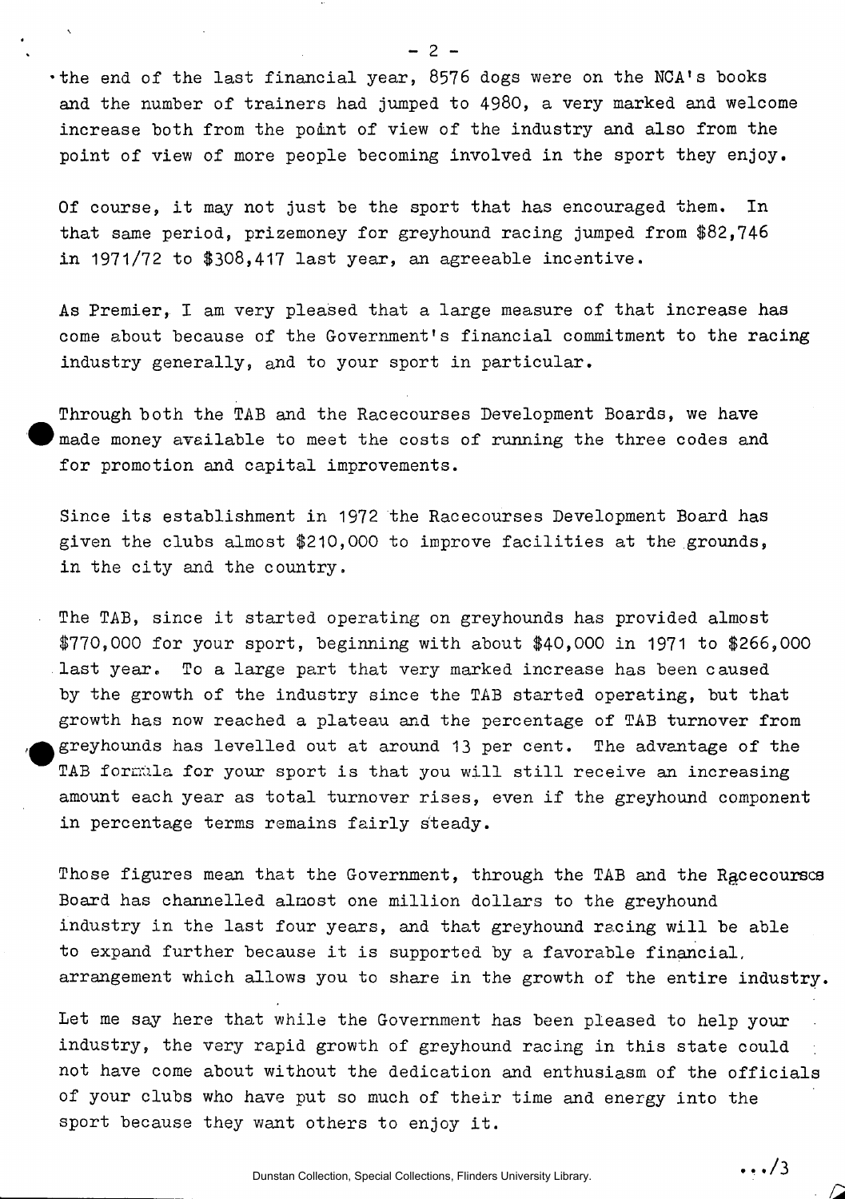the end of the last financial year, 8576 dogs were on the NCA's books and the number of trainers had jumped to 4980, a very marked and welcome increase both from the point of view of the industry and also from the point of view of more people becoming involved in the sport they enjoy.

Of course, it may not just be the sport that has encouraged them. In that same period, prizemoney for greyhound racing jumped from $82,746 in 1971/72 to $308,417 last year, an agreeable incentive.

As Premier, I am very pleased that a large measure of that increase has come about because of the Government's financial commitment to the racing industry generally, and to your sport in particular.

Through both the TAB and the Racecourses Development Boards, we have made money available to meet the costs of running the three codes and for promotion and capital improvements.

Since its establishment in 1972 the Racecourses Development Board has given the clubs almost $210,000 to improve facilities at the grounds, in the city and the country.

The TAB, since it started operating on greyhounds has provided almost $770,000 for your sport, beginning with about $40,000 in 1971 to $266,000 last year. To a large part that very marked increase has been caused by the growth of the industry since the TAB started operating, but that growth has now reached a plateau and the percentage of TAB turnover from greyhounds has levelled out at around 13 per cent. The advantage of the TAB formula for your sport is that you will still receive an increasing amount each year as total turnover rises, even if the greyhound component in percentage terms remains fairly steady.

Those figures mean that the Government, through the TAB and the Racecourses Board has channelled almost one million dollars to the greyhound industry in the last four years, and that greyhound racing will be able to expand further because it is supported by a favorable financial arrangement which allows you to share in the growth of the entire industry.

Let me say here that while the Government has been pleased to help your industry, the very rapid growth of greyhound racing in this state could not have come about without the dedication and enthusiasm of the officials of your clubs who have put so much of their time and energy into the sport because they want others to enjoy it.

.../3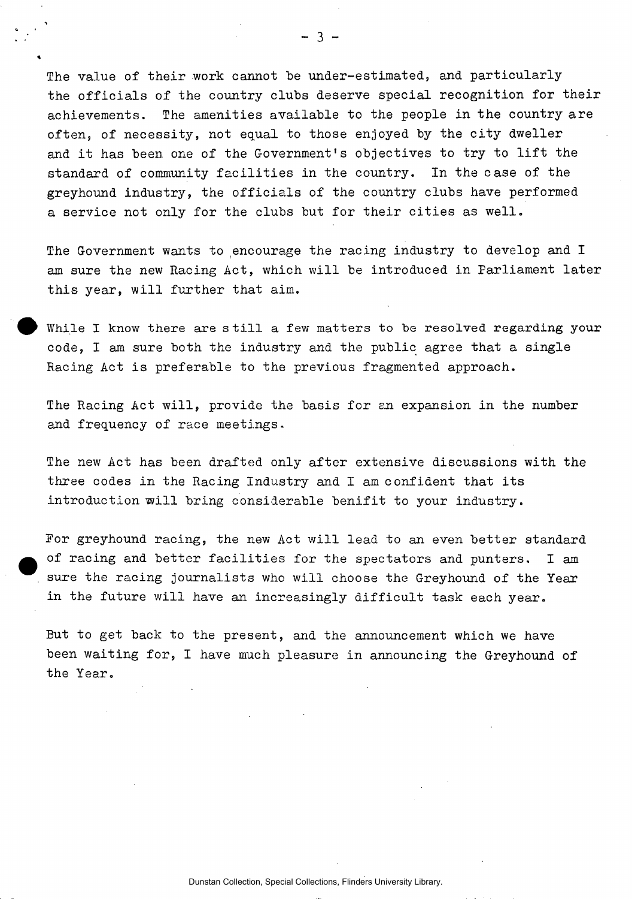The value of their work cannot be under-estimated, and particularly the officials of the country clubs deserve special recognition for their achievements. The amenities available to the people in the country are often, of necessity, not equal to those enjoyed by the city dweller and it has been one of the Government's objectives to try to lift the standard of community facilities in the country. In the case of the greyhound industry, the officials of the country clubs have performed a service not only for the clubs but for their cities as well.

The Government wants to encourage the racing industry to develop and I am sure the new Racing Act, which will be introduced in Parliament later this year, will further that aim.

While I know there are still a few matters to be resolved regarding your code, I am sure both the industry and the public agree that a single Racing Act is preferable to the previous fragmented approach.

The Racing Act will, provide the basis for an expansion in the number and frequency of race meetings.

The new Act has been drafted only after extensive discussions with the three codes in the Racing Industry and I am confident that its introduction will bring considerable benifit to your industry.

For greyhound racing, the new Act will lead to an even better standard of racing and better facilities for the spectators and punters. I am sure the racing journalists who will choose the Greyhound of the Year in the future will have an increasingly difficult task each year.

But to get back to the present, and the announcement which we have been waiting for, I have much pleasure in announcing the Greyhound of the Year.

Dunstan Collection, Special Collections, Flinders University Library.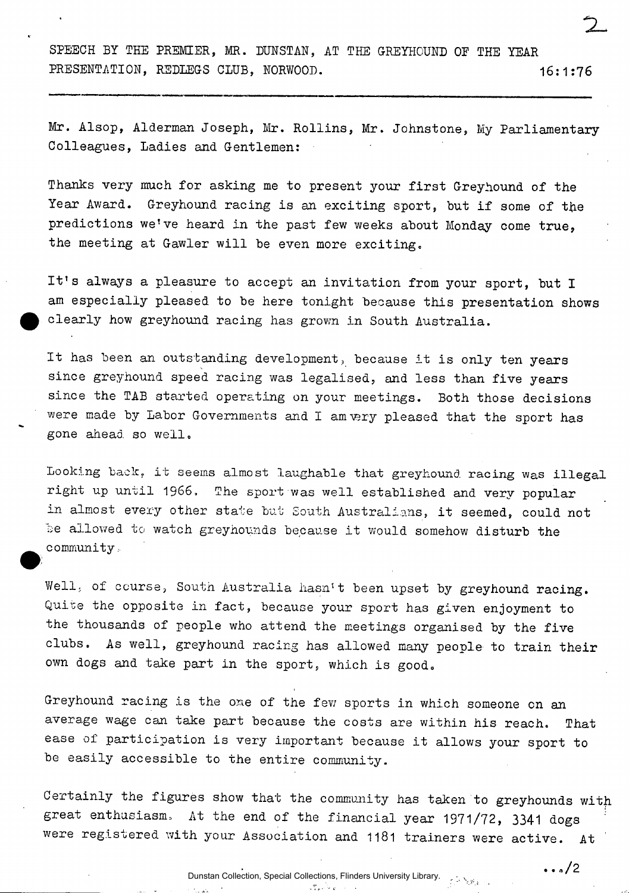SPEECH BY THE PREMIER, MR. DUNSTAN, AT THE GREYHOUND OF THE YEAR PRESENTATION, REDLEGS CLUB, NORWOOD. 16:1:76

---

Mr. Alsop, Alderman Joseph, Mr. Rollins, Mr. Johnstone, My Parliamentary Colleagues, Ladies and Gentlemen:

Thanks very much for asking me to present your first Greyhound of the Year Award. Greyhound racing is an exciting sport, but if some of the predictions we've heard in the past few weeks about Monday come true, the meeting at Gawler will be even more exciting.

It's always a pleasure to accept an invitation from your sport, but I am especially pleased to be here tonight because this presentation shows clearly how greyhound racing has grown in South Australia.

It has been an outstanding development, because it is only ten years since greyhound speed racing was legalised, and less than five years since the TAB started operating on your meetings. Both those decisions were made by Labor Governments and I am very pleased that the sport has gone ahead so well.

Looking back, it seems almost laughable that greyhound racing was illegal right up until 1966. The sport was well established and very popular in almost every other state but South Australians, it seemed, could not be allowed to watch greyhounds because it would somehow disturb the community.

Well, of course, South Australia hasn't been upset by greyhound racing. Quite the opposite in fact, because your sport has given enjoyment to the thousands of people who attend the meetings organised by the five clubs. As well, greyhound racing has allowed many people to train their own dogs and take part in the sport, which is good.

Greyhound racing is the one of the few sports in which someone on an average wage can take part because the costs are within his reach. That ease of participation is very important because it allows your sport to be easily accessible to the entire community.

Certainly the figures show that the community has taken to greyhounds with great enthusiasm. At the end of the financial year 1971/72, 3341 dogs were registered with your Association and 1181 trainers were active. At

.../2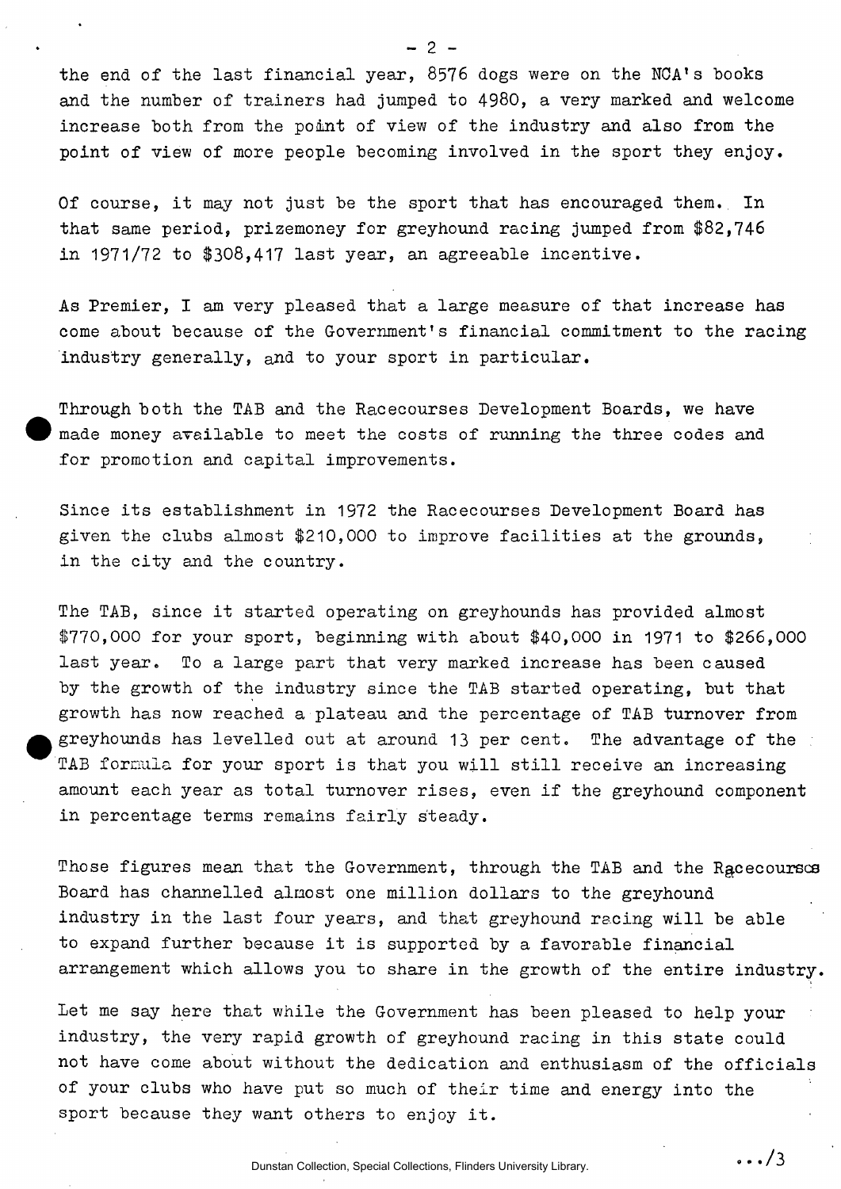the end of the last financial year, 8576 dogs were on the NCA's books and the number of trainers had jumped to 4980, a very marked and welcome increase both from the point of view of the industry and also from the point of view of more people becoming involved in the sport they enjoy.

Of course, it may not just be the sport that has encouraged them. In that same period, prizemoney for greyhound racing jumped from $82,746 in 1971/72 to $308,417 last year, an agreeable incentive.

As Premier, I am very pleased that a large measure of that increase has come about because of the Government's financial commitment to the racing industry generally, and to your sport in particular.

Through both the TAB and the Racecourses Development Boards, we have made money available to meet the costs of running the three codes and for promotion and capital improvements.

Since its establishment in 1972 the Racecourses Development Board has given the clubs almost $210,000 to improve facilities at the grounds, in the city and the country.

The TAB, since it started operating on greyhounds has provided almost $770,000 for your sport, beginning with about $40,000 in 1971 to $266,000 last year. To a large part that very marked increase has been caused by the growth of the industry since the TAB started operating, but that growth has now reached a plateau and the percentage of TAB turnover from greyhounds has levelled out at around 13 per cent. The advantage of the TAB formula for your sport is that you will still receive an increasing amount each year as total turnover rises, even if the greyhound component in percentage terms remains fairly steady.

Those figures mean that the Government, through the TAB and the Racecourses Board has channelled almost one million dollars to the greyhound industry in the last four years, and that greyhound racing will be able to expand further because it is supported by a favorable financial arrangement which allows you to share in the growth of the entire industry.

Let me say here that while the Government has been pleased to help your industry, the very rapid growth of greyhound racing in this state could not have come about without the dedication and enthusiasm of the officials of your clubs who have put so much of their time and energy into the sport because they want others to enjoy it.

.../3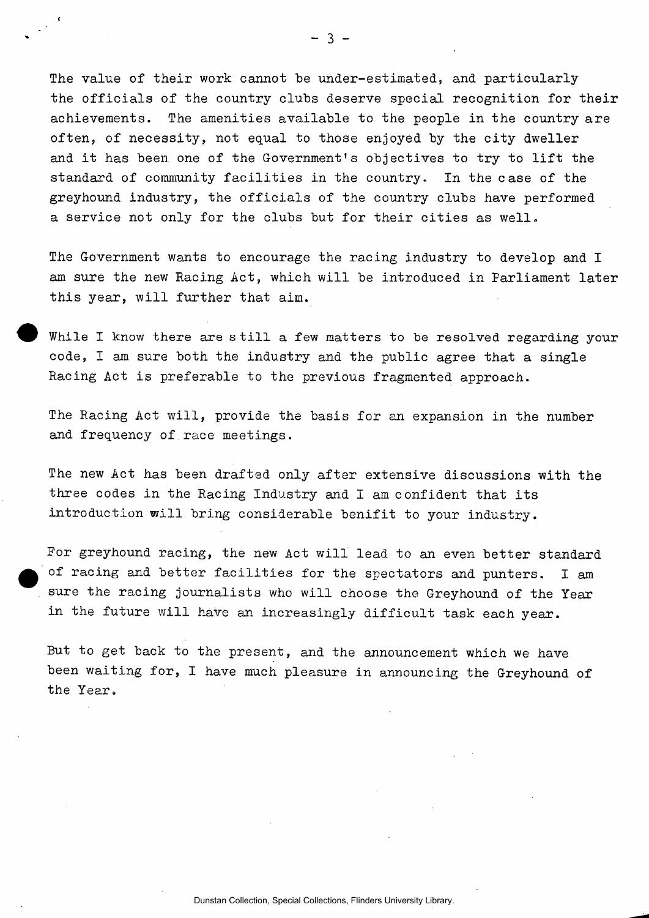The value of their work cannot be under-estimated, and particularly the officials of the country clubs deserve special recognition for their achievements. The amenities available to the people in the country are often, of necessity, not equal to those enjoyed by the city dweller and it has been one of the Government's objectives to try to lift the standard of community facilities in the country. In the case of the greyhound industry, the officials of the country clubs have performed a service not only for the clubs but for their cities as well.

The Government wants to encourage the racing industry to develop and I am sure the new Racing Act, which will be introduced in Parliament later this year, will further that aim.

While I know there are still a few matters to be resolved regarding your code, I am sure both the industry and the public agree that a single Racing Act is preferable to the previous fragmented approach.

The Racing Act will, provide the basis for an expansion in the number and frequency of race meetings.

The new Act has been drafted only after extensive discussions with the three codes in the Racing Industry and I am confident that its introduction will bring considerable benifit to your industry.

For greyhound racing, the new Act will lead to an even better standard of racing and better facilities for the spectators and punters. I am sure the racing journalists who will choose the Greyhound of the Year in the future will have an increasingly difficult task each year.

But to get back to the present, and the announcement which we have been waiting for, I have much pleasure in announcing the Greyhound of the Year.